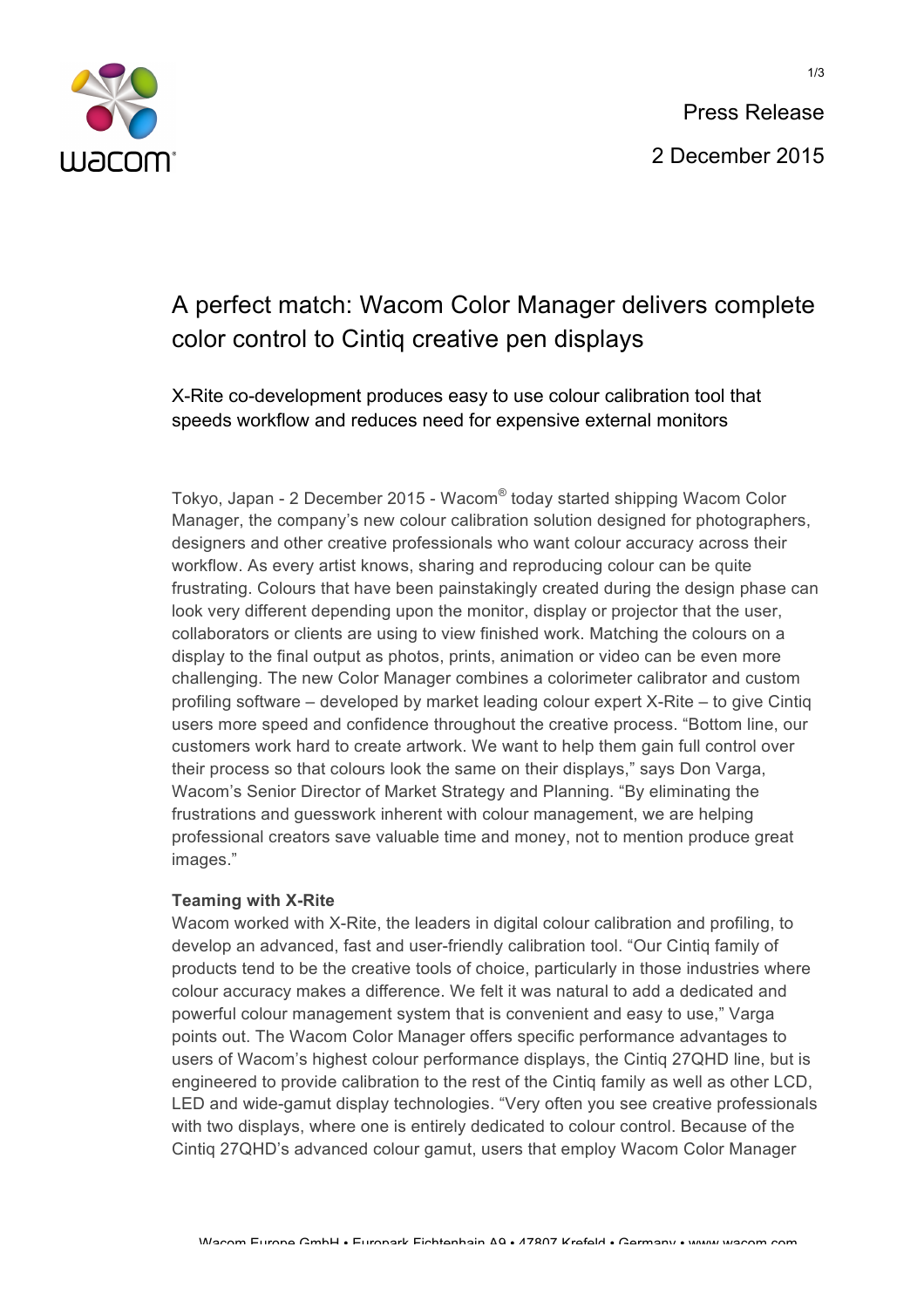Press Release

2 December 2015

# A perfect match: Wacom Color Manager delivers complete color control to Cintiq creative pen displays

## X-Rite co-development produces easy to use colour calibration tool that speeds workflow and reduces need for expensive external monitors

Tokyo, Japan - 2 December 2015 - Wacom® today started shipping Wacom Color Manager, the company's new colour calibration solution designed for photographers, designers and other creative professionals who want colour accuracy across their workflow. As every artist knows, sharing and reproducing colour can be quite frustrating. Colours that have been painstakingly created during the design phase can look very different depending upon the monitor, display or projector that the user, collaborators or clients are using to view finished work. Matching the colours on a display to the final output as photos, prints, animation or video can be even more challenging. The new Color Manager combines a colorimeter calibrator and custom profiling software – developed by market leading colour expert X-Rite – to give Cintiq users more speed and confidence throughout the creative process. "Bottom line, our customers work hard to create artwork. We want to help them gain full control over their process so that colours look the same on their displays," says Don Varga, Wacom's Senior Director of Market Strategy and Planning. "By eliminating the frustrations and guesswork inherent with colour management, we are helping professional creators save valuable time and money, not to mention produce great images."

**Teaming with X-Rite**

Wacom worked with X-Rite, the leaders in digital colour calibration and profiling, to develop an advanced, fast and user-friendly calibration tool. "Our Cintiq family of products tend to be the creative tools of choice, particularly in those industries where colour accuracy makes a difference. We felt it was natural to add a dedicated and powerful colour management system that is convenient and easy to use," Varga points out. The Wacom Color Manager offers specific performance advantages to users of Wacom's highest colour performance displays, the Cintiq 27QHD line, but is engineered to provide calibration to the rest of the Cintiq family as well as other LCD, LED and wide-gamut display technologies. "Very often you see creative professionals with two displays, where one is entirely dedicated to colour control. Because of the Cintiq 27QHD's advanced colour gamut, users that employ Wacom Color Manager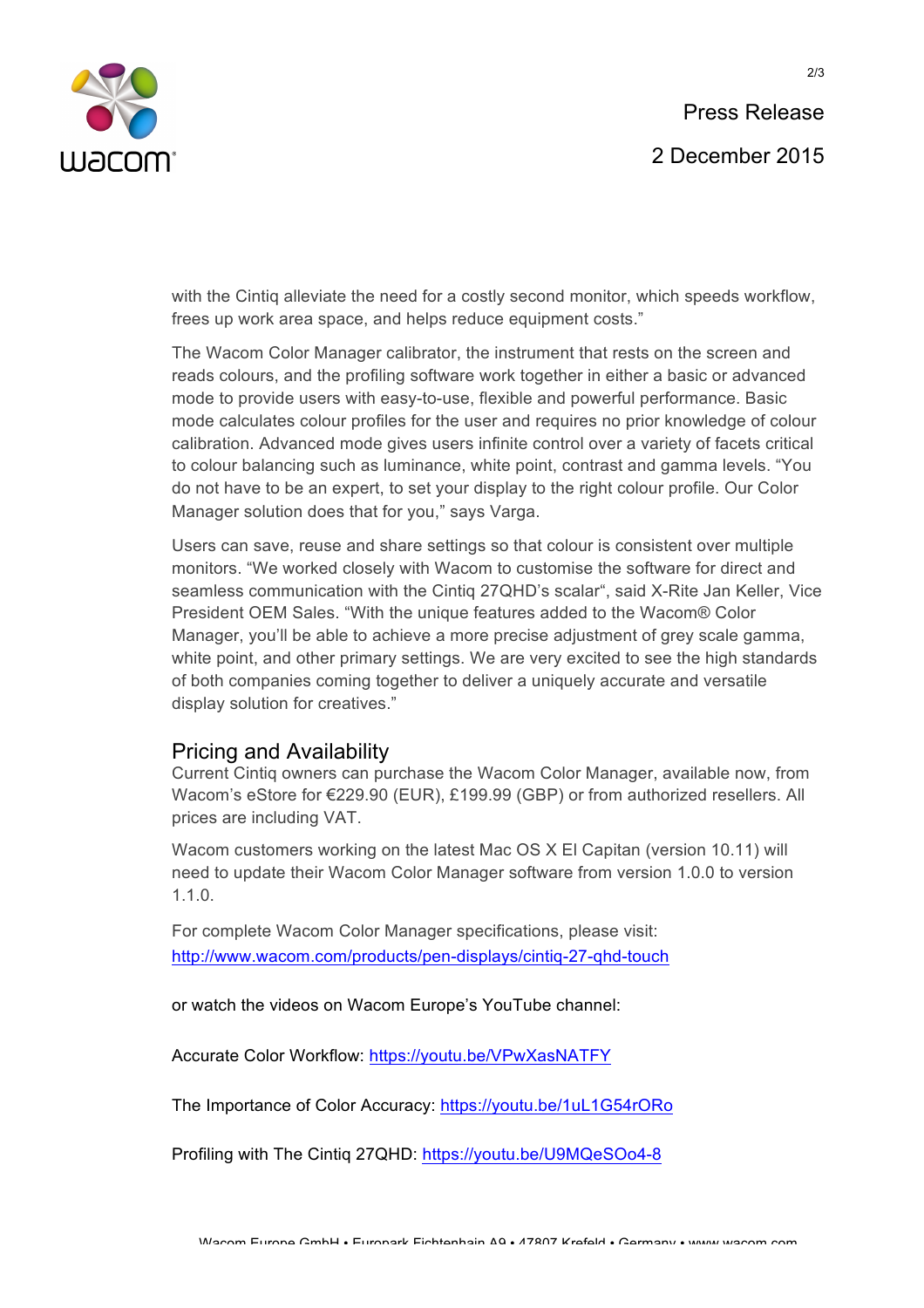with the Cintiq alleviate the need for a costly second monitor, which speeds workflow, frees up work area space, and helps reduce equipment costs."

The Wacom Color Manager calibrator, the instrument that rests on the screen and reads colours, and the profiling software work together in either a basic or advanced mode to provide users with easy-to-use, flexible and powerful performance. Basic mode calculates colour profiles for the user and requires no prior knowledge of colour calibration. Advanced mode gives users infinite control over a variety of facets critical to colour balancing such as luminance, white point, contrast and gamma levels. "You do not have to be an expert, to set your display to the right colour profile. Our Color Manager solution does that for you," says Varga.

Users can save, reuse and share settings so that colour is consistent over multiple monitors. "We worked closely with Wacom to customise the software for direct and seamless communication with the Cintiq 27QHD's scalar", said X-Rite Jan Keller, Vice President OEM Sales. "With the unique features added to the Wacom® Color Manager, you'll be able to achieve a more precise adjustment of grey scale gamma, white point, and other primary settings. We are very excited to see the high standards of both companies coming together to deliver a uniquely accurate and versatile display solution for creatives."

## Pricing and Availability

Current Cintiq owners can purchase the Wacom Color Manager, available now, from Wacom's eStore for €229.90 (EUR), £199.99 (GBP) or from authorized resellers. All prices are including VAT.

Wacom customers working on the latest Mac OS X El Capitan (version 10.11) will need to update their Wacom Color Manager software from version 1.0.0 to version 1.1.0.

For complete Wacom Color Manager specifications, please visit:
http://www.wacom.com/products/pen-displays/cintiq-27-qhd-touch

or watch the videos on Wacom Europe's YouTube channel:

Accurate Color Workflow: https://youtu.be/VPwXasNATFY

The Importance of Color Accuracy: https://youtu.be/1uL1G54rORo

Profiling with The Cintiq 27QHD: https://youtu.be/U9MQeSOo4-8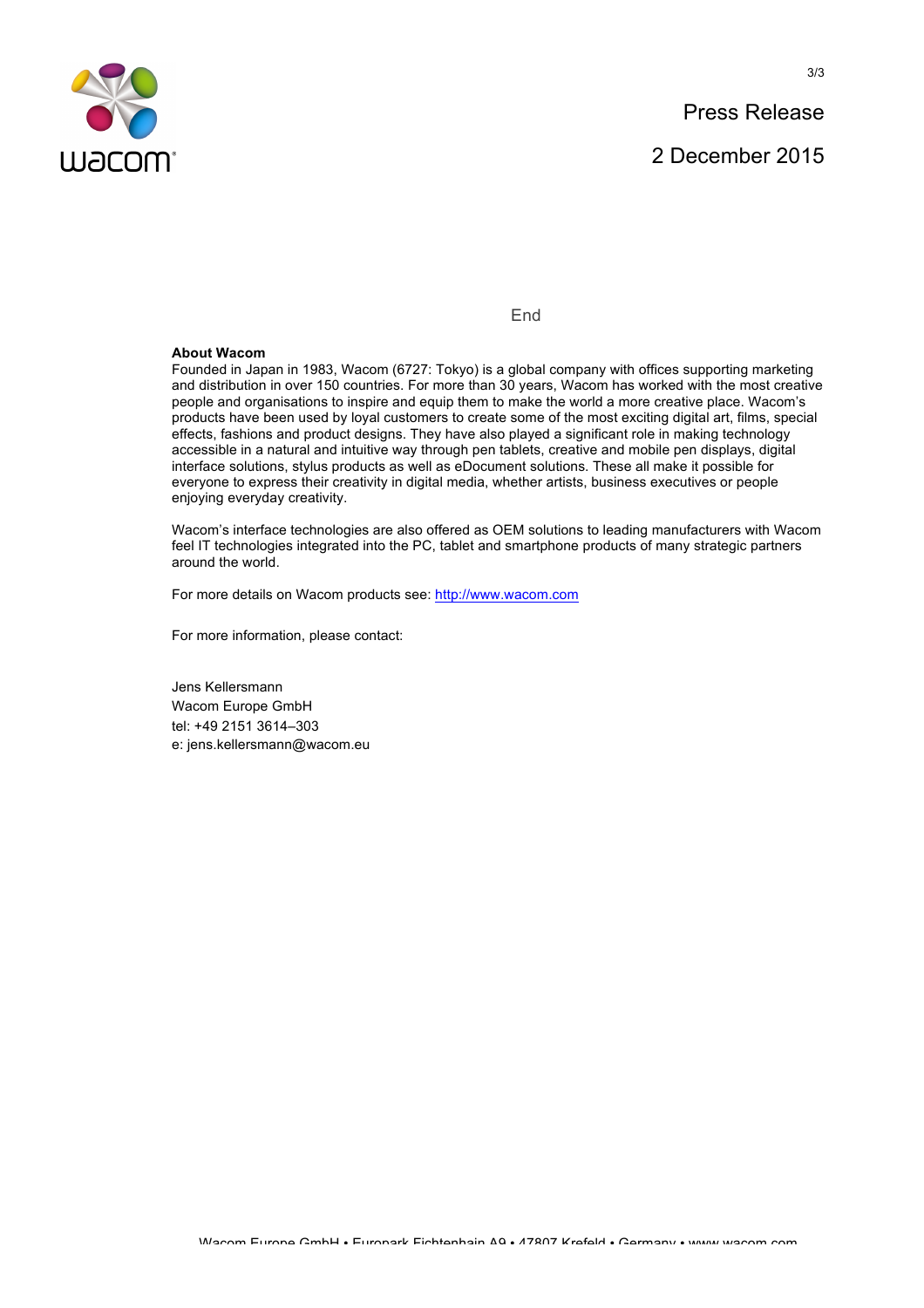End

**About Wacom**

Founded in Japan in 1983, Wacom (6727: Tokyo) is a global company with offices supporting marketing and distribution in over 150 countries. For more than 30 years, Wacom has worked with the most creative people and organisations to inspire and equip them to make the world a more creative place. Wacom's products have been used by loyal customers to create some of the most exciting digital art, films, special effects, fashions and product designs. They have also played a significant role in making technology accessible in a natural and intuitive way through pen tablets, creative and mobile pen displays, digital interface solutions, stylus products as well as eDocument solutions. These all make it possible for everyone to express their creativity in digital media, whether artists, business executives or people enjoying everyday creativity.

Wacom's interface technologies are also offered as OEM solutions to leading manufacturers with Wacom feel IT technologies integrated into the PC, tablet and smartphone products of many strategic partners around the world.

For more details on Wacom products see: [http://www.wacom.com](http://www.wacom.com)

For more information, please contact:

Jens Kellersmann
Wacom Europe GmbH
tel: +49 2151 3614–303
e: jens.kellersmann@wacom.eu